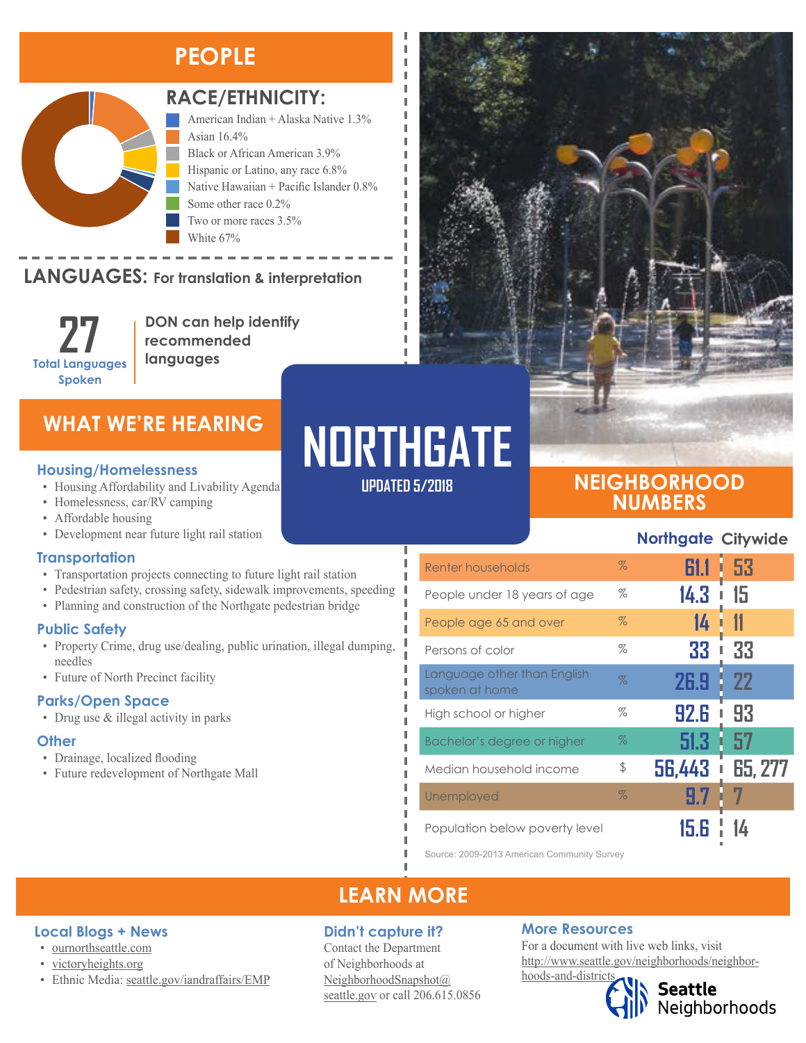# NORTHGATE

UPDATED 5/2018

## PEOPLE

### RACE/ETHNICITY:

- American Indian + Alaska Native 1.3%
- Asian 16.4%
- Black or African American 3.9%
- Hispanic or Latino, any race 6.8%
- Native Hawaiian + Pacific Islander 0.8%
- Some other race 0.2%
- Two or more races 3.5%
- White 67%

### LANGUAGES: For translation & interpretation

**27** Total Languages Spoken

DON can help identify recommended languages

## WHAT WE'RE HEARING

### Housing/Homelessness

- Housing Affordability and Livability Agenda
- Homelessness, car/RV camping
- Affordable housing
- Development near future light rail station

### Transportation

- Transportation projects connecting to future light rail station
- Pedestrian safety, crossing safety, sidewalk improvements, speeding
- Planning and construction of the Northgate pedestrian bridge

### Public Safety

- Property Crime, drug use/dealing, public urination, illegal dumping, needles
- Future of North Precinct facility

### Parks/Open Space

- Drug use & illegal activity in parks

### Other

- Drainage, localized flooding
- Future redevelopment of Northgate Mall

## NEIGHBORHOOD NUMBERS

| | | Northgate | Citywide |
|---|---|---|---|
| Renter households | % | 61.1 | 53 |
| People under 18 years of age | % | 14.3 | 15 |
| People age 65 and over | % | 14 | 11 |
| Persons of color | % | 33 | 33 |
| Language other than English spoken at home | % | 26.9 | 22 |
| High school or higher | % | 92.6 | 93 |
| Bachelor's degree or higher | % | 51.3 | 57 |
| Median household income | $ | 56,443 | 65, 277 |
| Unemployed | % | 9.7 | 7 |
| Population below poverty level | | 15.6 | 14 |

Source: 2009-2013 American Community Survey

## LEARN MORE

### Local Blogs + News

- ournorthseattle.com
- victoryheights.org
- Ethnic Media: seattle.gov/iandraffairs/EMP

### Didn't capture it?

Contact the Department of Neighborhoods at NeighborhoodSnapshot@seattle.gov or call 206.615.0856

### More Resources

For a document with live web links, visit http://www.seattle.gov/neighborhoods/neighborhoods-and-districts

Seattle Neighborhoods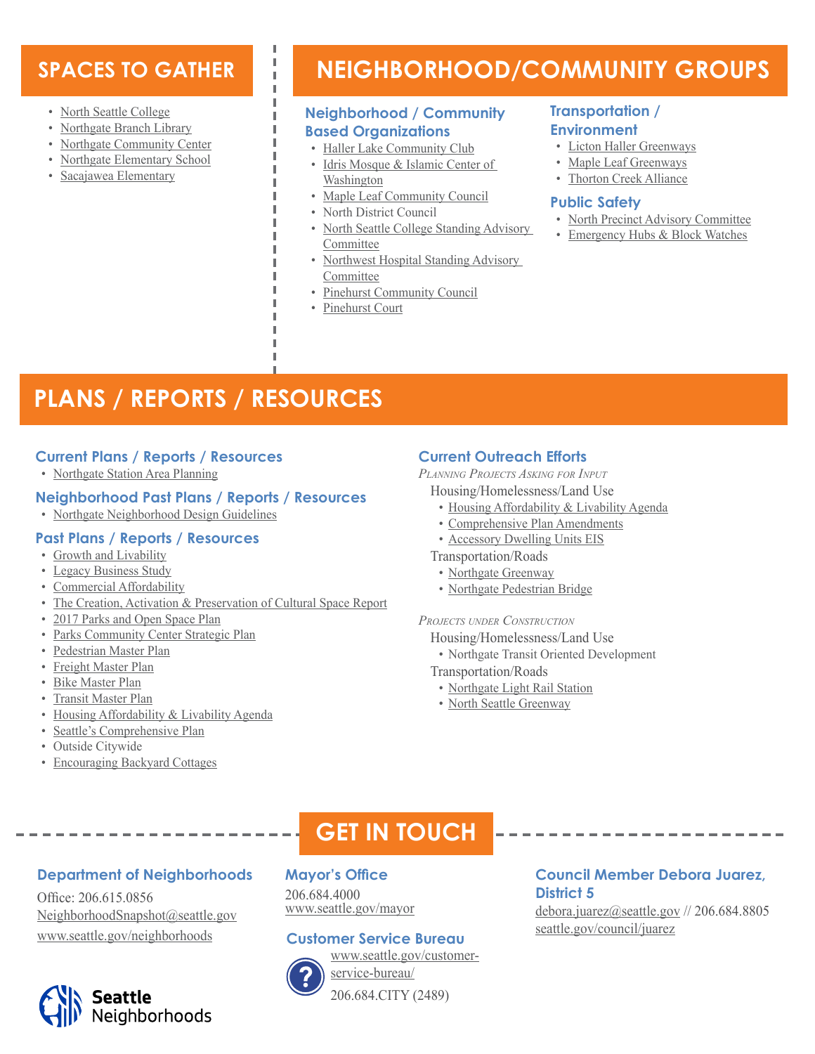## SPACES TO GATHER

- North Seattle College
- Northgate Branch Library
- Northgate Community Center
- Northgate Elementary School
- Sacajawea Elementary

## NEIGHBORHOOD/COMMUNITY GROUPS

### Neighborhood / Community Based Organizations

- Haller Lake Community Club
- Idris Mosque & Islamic Center of Washington
- Maple Leaf Community Council
- North District Council
- North Seattle College Standing Advisory Committee
- Northwest Hospital Standing Advisory Committee
- Pinehurst Community Council
- Pinehurst Court

### Transportation / Environment

- Licton Haller Greenways
- Maple Leaf Greenways
- Thorton Creek Alliance

### Public Safety

- North Precinct Advisory Committee
- Emergency Hubs & Block Watches

## PLANS / REPORTS / RESOURCES

### Current Plans / Reports / Resources

- Northgate Station Area Planning

### Neighborhood Past Plans / Reports / Resources

- Northgate Neighborhood Design Guidelines

### Past Plans / Reports / Resources

- Growth and Livability
- Legacy Business Study
- Commercial Affordability
- The Creation, Activation & Preservation of Cultural Space Report
- 2017 Parks and Open Space Plan
- Parks Community Center Strategic Plan
- Pedestrian Master Plan
- Freight Master Plan
- Bike Master Plan
- Transit Master Plan
- Housing Affordability & Livability Agenda
- Seattle's Comprehensive Plan
- Outside Citywide
- Encouraging Backyard Cottages

### Current Outreach Efforts

*Planning Projects Asking for Input*

Housing/Homelessness/Land Use

- Housing Affordability & Livability Agenda
- Comprehensive Plan Amendments
- Accessory Dwelling Units EIS

Transportation/Roads

- Northgate Greenway
- Northgate Pedestrian Bridge

*Projects under Construction*

Housing/Homelessness/Land Use

- Northgate Transit Oriented Development

Transportation/Roads

- Northgate Light Rail Station
- North Seattle Greenway

## GET IN TOUCH

### Department of Neighborhoods

Office: 206.615.0856
NeighborhoodSnapshot@seattle.gov
www.seattle.gov/neighborhoods

Seattle Neighborhoods

### Mayor's Office

206.684.4000
www.seattle.gov/mayor

### Customer Service Bureau

www.seattle.gov/customer-service-bureau/
206.684.CITY (2489)

### Council Member Debora Juarez, District 5

debora.juarez@seattle.gov // 206.684.8805
seattle.gov/council/juarez